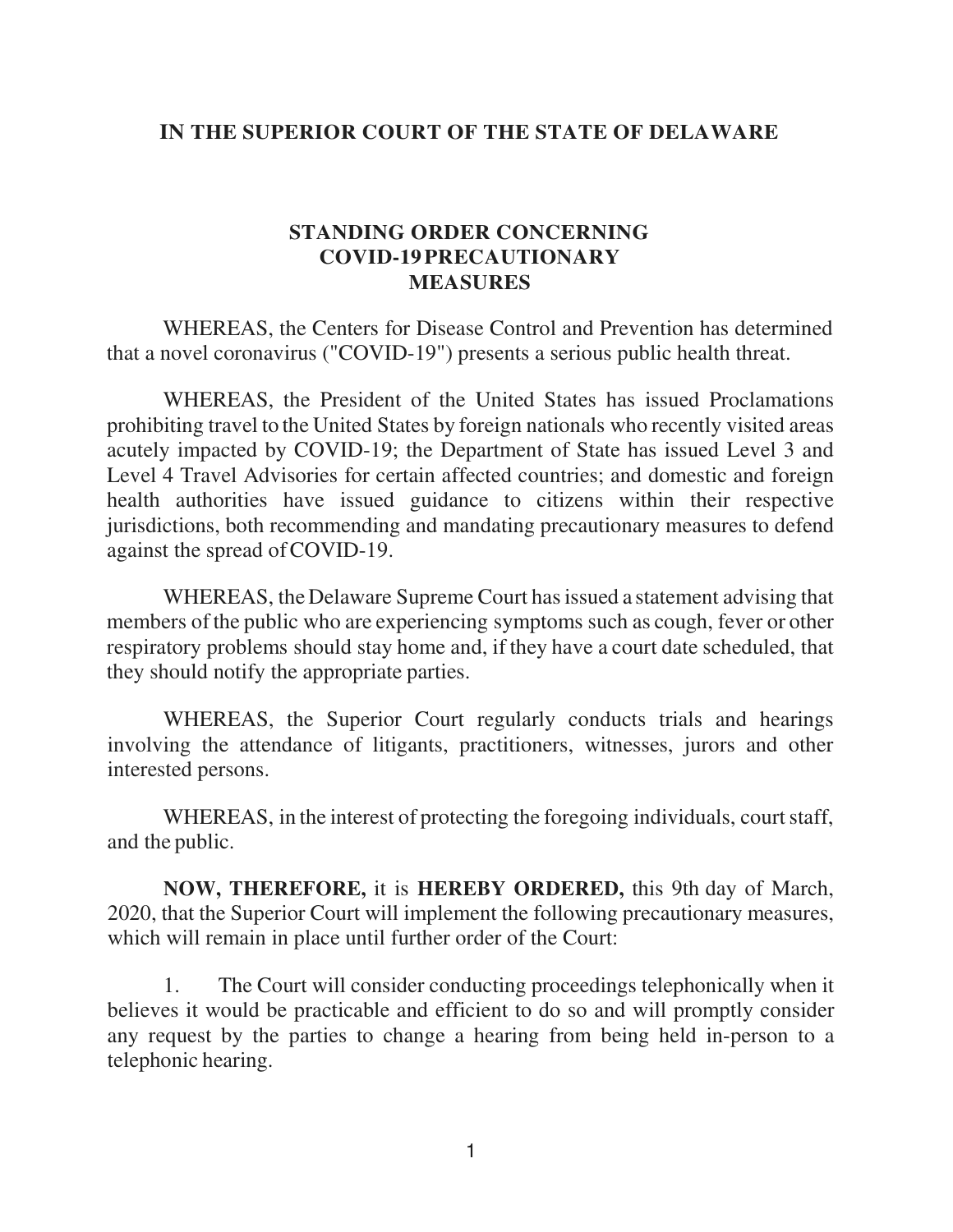**IN THE SUPERIOR COURT OF THE STATE OF DELAWARE**

**STANDING ORDER CONCERNING COVID-19 PRECAUTIONARY MEASURES**

WHEREAS, the Centers for Disease Control and Prevention has determined that a novel coronavirus ("COVID-19") presents a serious public health threat.

WHEREAS, the President of the United States has issued Proclamations prohibiting travel to the United States by foreign nationals who recently visited areas acutely impacted by COVID-19; the Department of State has issued Level 3 and Level 4 Travel Advisories for certain affected countries; and domestic and foreign health authorities have issued guidance to citizens within their respective jurisdictions, both recommending and mandating precautionary measures to defend against the spread of COVID-19.

WHEREAS, the Delaware Supreme Court has issued a statement advising that members of the public who are experiencing symptoms such as cough, fever or other respiratory problems should stay home and, if they have a court date scheduled, that they should notify the appropriate parties.

WHEREAS, the Superior Court regularly conducts trials and hearings involving the attendance of litigants, practitioners, witnesses, jurors and other interested persons.

WHEREAS, in the interest of protecting the foregoing individuals, court staff, and the public.

**NOW, THEREFORE,** it is **HEREBY ORDERED,** this 9th day of March, 2020, that the Superior Court will implement the following precautionary measures, which will remain in place until further order of the Court:

1. The Court will consider conducting proceedings telephonically when it believes it would be practicable and efficient to do so and will promptly consider any request by the parties to change a hearing from being held in-person to a telephonic hearing.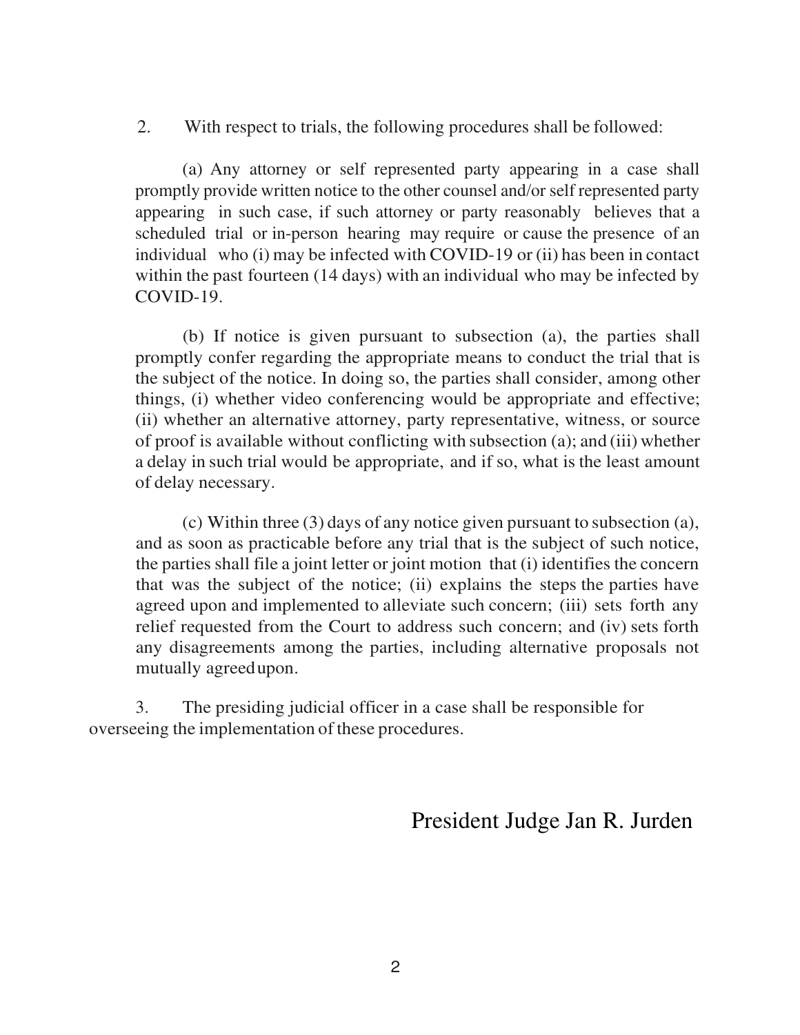2. With respect to trials, the following procedures shall be followed:

(a) Any attorney or self represented party appearing in a case shall promptly provide written notice to the other counsel and/or self represented party appearing in such case, if such attorney or party reasonably believes that a scheduled trial or in-person hearing may require or cause the presence of an individual who (i) may be infected with COVID-19 or (ii) has been in contact within the past fourteen (14 days) with an individual who may be infected by COVID-19.

(b) If notice is given pursuant to subsection (a), the parties shall promptly confer regarding the appropriate means to conduct the trial that is the subject of the notice. In doing so, the parties shall consider, among other things, (i) whether video conferencing would be appropriate and effective; (ii) whether an alternative attorney, party representative, witness, or source of proof is available without conflicting with subsection (a); and (iii) whether a delay in such trial would be appropriate, and if so, what is the least amount of delay necessary.

(c) Within three (3) days of any notice given pursuant to subsection (a), and as soon as practicable before any trial that is the subject of such notice, the parties shall file a joint letter or joint motion that (i) identifies the concern that was the subject of the notice; (ii) explains the steps the parties have agreed upon and implemented to alleviate such concern; (iii) sets forth any relief requested from the Court to address such concern; and (iv) sets forth any disagreements among the parties, including alternative proposals not mutually agreed upon.

3. The presiding judicial officer in a case shall be responsible for overseeing the implementation of these procedures.

President Judge Jan R. Jurden